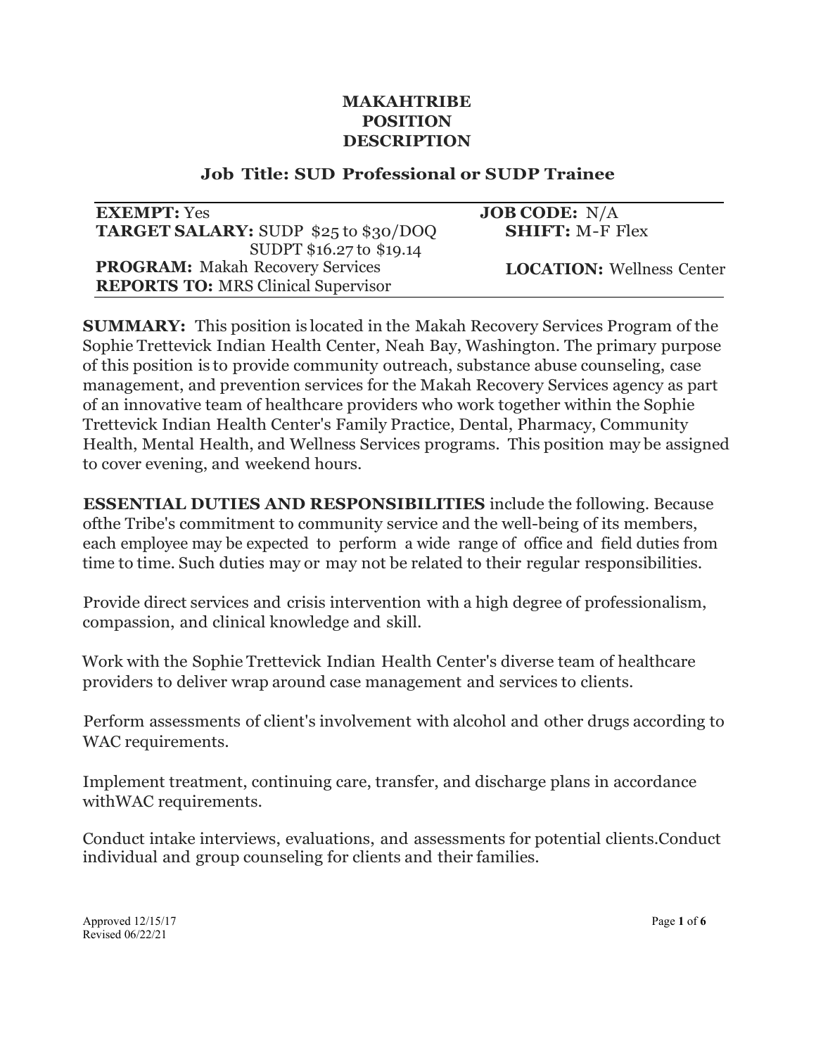# MAKAHTRIBE POSITION DESCRIPTION

## Job Title: SUD Professional or SUDP Trainee

**EXEMPT:** Yes
**TARGET SALARY:** SUDP $25 to $30/DOQ
SUDPT $16.27 to $19.14
**PROGRAM:** Makah Recovery Services
**REPORTS TO:** MRS Clinical Supervisor

**JOB CODE:** N/A
**SHIFT:** M-F Flex
**LOCATION:** Wellness Center

**SUMMARY:** This position is located in the Makah Recovery Services Program of the Sophie Trettevick Indian Health Center, Neah Bay, Washington. The primary purpose of this position is to provide community outreach, substance abuse counseling, case management, and prevention services for the Makah Recovery Services agency as part of an innovative team of healthcare providers who work together within the Sophie Trettevick Indian Health Center's Family Practice, Dental, Pharmacy, Community Health, Mental Health, and Wellness Services programs. This position may be assigned to cover evening, and weekend hours.

**ESSENTIAL DUTIES AND RESPONSIBILITIES** include the following. Because ofthe Tribe's commitment to community service and the well-being of its members, each employee may be expected to perform a wide range of office and field duties from time to time. Such duties may or may not be related to their regular responsibilities.

Provide direct services and crisis intervention with a high degree of professionalism, compassion, and clinical knowledge and skill.

Work with the Sophie Trettevick Indian Health Center's diverse team of healthcare providers to deliver wrap around case management and services to clients.

Perform assessments of client's involvement with alcohol and other drugs according to WAC requirements.

Implement treatment, continuing care, transfer, and discharge plans in accordance withWAC requirements.

Conduct intake interviews, evaluations, and assessments for potential clients.Conduct individual and group counseling for clients and their families.

Approved 12/15/17
Revised 06/22/21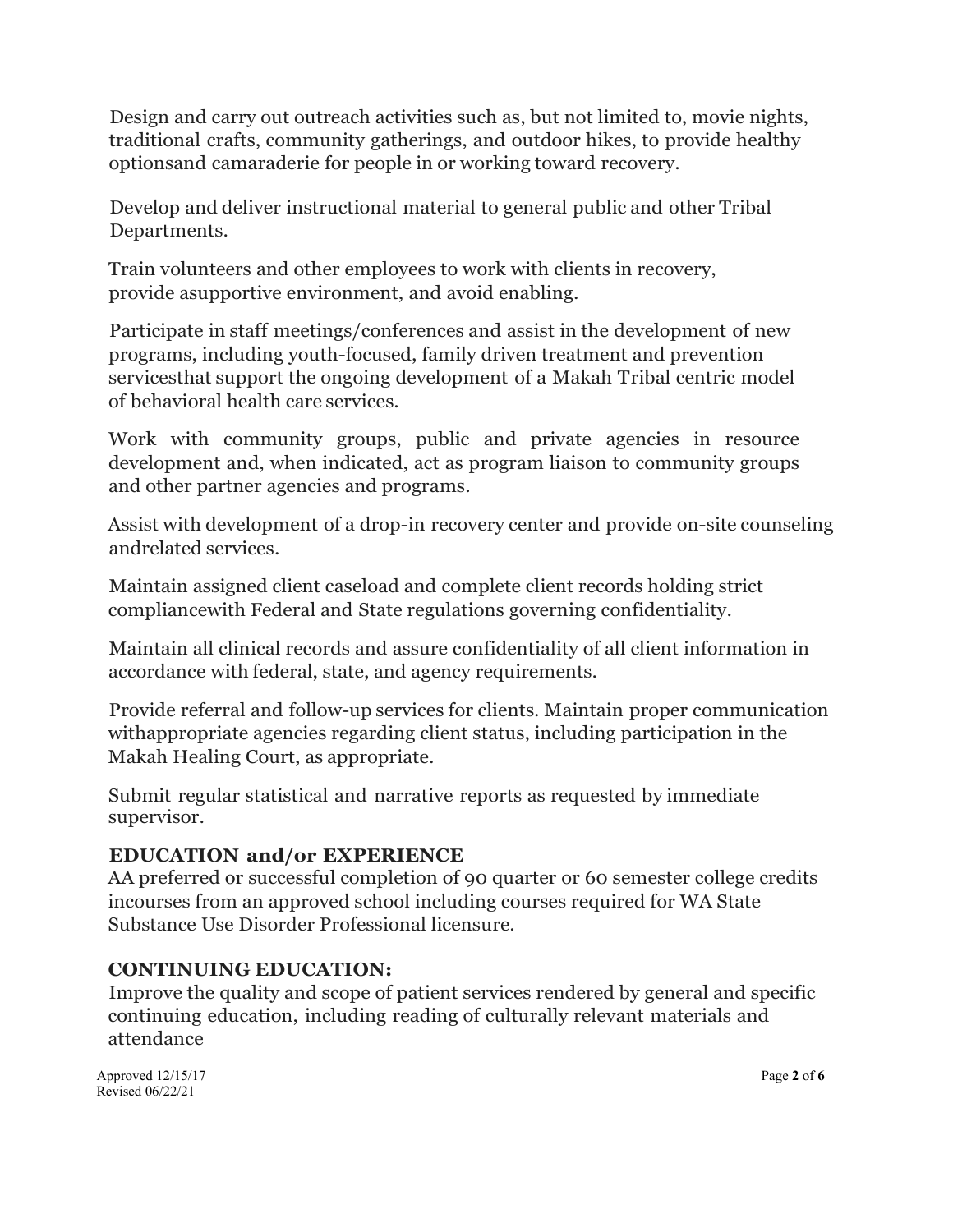Design and carry out outreach activities such as, but not limited to, movie nights, traditional crafts, community gatherings, and outdoor hikes, to provide healthy optionsand camaraderie for people in or working toward recovery.

Develop and deliver instructional material to general public and other Tribal Departments.

Train volunteers and other employees to work with clients in recovery, provide asupportive environment, and avoid enabling.

Participate in staff meetings/conferences and assist in the development of new programs, including youth-focused, family driven treatment and prevention servicesthat support the ongoing development of a Makah Tribal centric model of behavioral health care services.

Work with community groups, public and private agencies in resource development and, when indicated, act as program liaison to community groups and other partner agencies and programs.

Assist with development of a drop-in recovery center and provide on-site counseling andrelated services.

Maintain assigned client caseload and complete client records holding strict compliancewith Federal and State regulations governing confidentiality.

Maintain all clinical records and assure confidentiality of all client information in accordance with federal, state, and agency requirements.

Provide referral and follow-up services for clients. Maintain proper communication withappropriate agencies regarding client status, including participation in the Makah Healing Court, as appropriate.

Submit regular statistical and narrative reports as requested by immediate supervisor.

**EDUCATION and/or EXPERIENCE**

AA preferred or successful completion of 90 quarter or 60 semester college credits incourses from an approved school including courses required for WA State Substance Use Disorder Professional licensure.

**CONTINUING EDUCATION:**

Improve the quality and scope of patient services rendered by general and specific continuing education, including reading of culturally relevant materials and attendance

Approved 12/15/17
Revised 06/22/21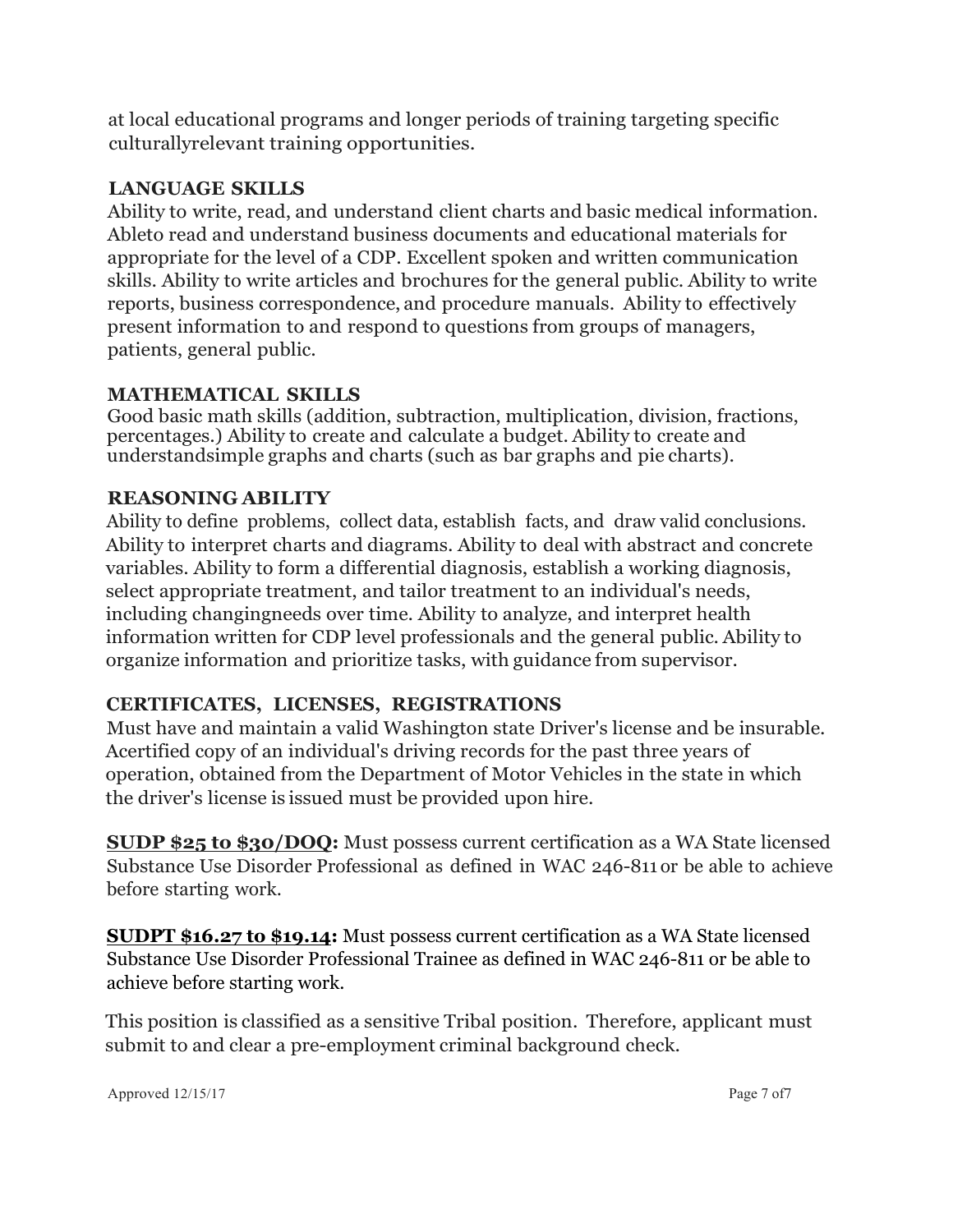at local educational programs and longer periods of training targeting specific culturallyrelevant training opportunities.

**LANGUAGE SKILLS**

Ability to write, read, and understand client charts and basic medical information. Ableto read and understand business documents and educational materials for appropriate for the level of a CDP. Excellent spoken and written communication skills. Ability to write articles and brochures for the general public. Ability to write reports, business correspondence, and procedure manuals. Ability to effectively present information to and respond to questions from groups of managers, patients, general public.

**MATHEMATICAL SKILLS**

Good basic math skills (addition, subtraction, multiplication, division, fractions, percentages.) Ability to create and calculate a budget. Ability to create and understandsimple graphs and charts (such as bar graphs and pie charts).

**REASONING ABILITY**

Ability to define problems, collect data, establish facts, and draw valid conclusions. Ability to interpret charts and diagrams. Ability to deal with abstract and concrete variables. Ability to form a differential diagnosis, establish a working diagnosis, select appropriate treatment, and tailor treatment to an individual's needs, including changingneeds over time. Ability to analyze, and interpret health information written for CDP level professionals and the general public. Ability to organize information and prioritize tasks, with guidance from supervisor.

**CERTIFICATES, LICENSES, REGISTRATIONS**

Must have and maintain a valid Washington state Driver's license and be insurable. Acertified copy of an individual's driving records for the past three years of operation, obtained from the Department of Motor Vehicles in the state in which the driver's license is issued must be provided upon hire.

**SUDP $25 to $30/DOQ:** Must possess current certification as a WA State licensed Substance Use Disorder Professional as defined in WAC 246-811 or be able to achieve before starting work.

**SUDPT $16.27 to $19.14:** Must possess current certification as a WA State licensed Substance Use Disorder Professional Trainee as defined in WAC 246-811 or be able to achieve before starting work.

This position is classified as a sensitive Tribal position. Therefore, applicant must submit to and clear a pre-employment criminal background check.

Approved 12/15/17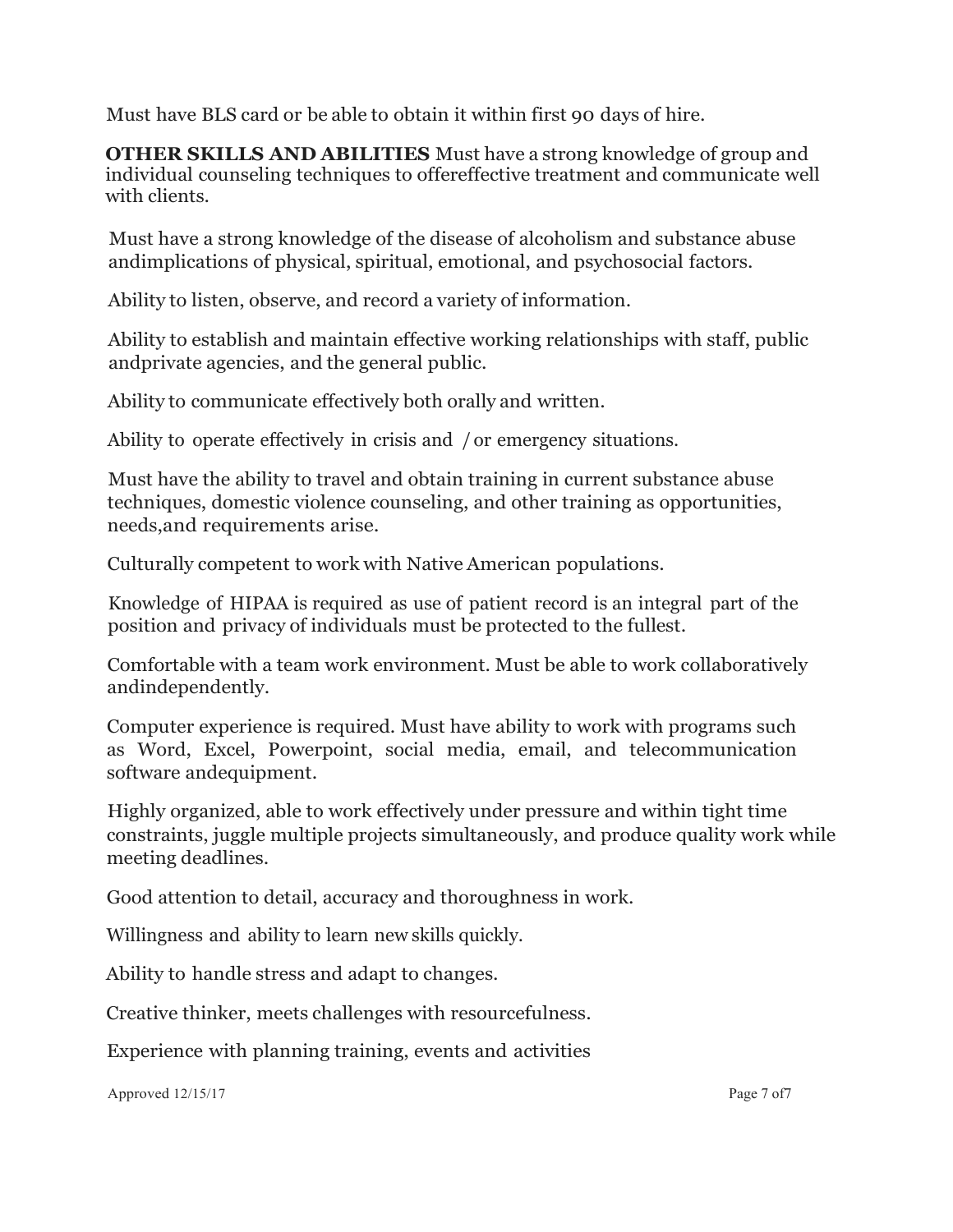Must have BLS card or be able to obtain it within first 90 days of hire.

**OTHER SKILLS AND ABILITIES** Must have a strong knowledge of group and individual counseling techniques to offereffective treatment and communicate well with clients.

Must have a strong knowledge of the disease of alcoholism and substance abuse andimplications of physical, spiritual, emotional, and psychosocial factors.

Ability to listen, observe, and record a variety of information.

Ability to establish and maintain effective working relationships with staff, public andprivate agencies, and the general public.

Ability to communicate effectively both orally and written.

Ability to operate effectively in crisis and / or emergency situations.

Must have the ability to travel and obtain training in current substance abuse techniques, domestic violence counseling, and other training as opportunities, needs,and requirements arise.

Culturally competent to work with Native American populations.

Knowledge of HIPAA is required as use of patient record is an integral part of the position and privacy of individuals must be protected to the fullest.

Comfortable with a team work environment. Must be able to work collaboratively andindependently.

Computer experience is required. Must have ability to work with programs such as Word, Excel, Powerpoint, social media, email, and telecommunication software andequipment.

Highly organized, able to work effectively under pressure and within tight time constraints, juggle multiple projects simultaneously, and produce quality work while meeting deadlines.

Good attention to detail, accuracy and thoroughness in work.

Willingness and ability to learn new skills quickly.

Ability to handle stress and adapt to changes.

Creative thinker, meets challenges with resourcefulness.

Experience with planning training, events and activities

Approved 12/15/17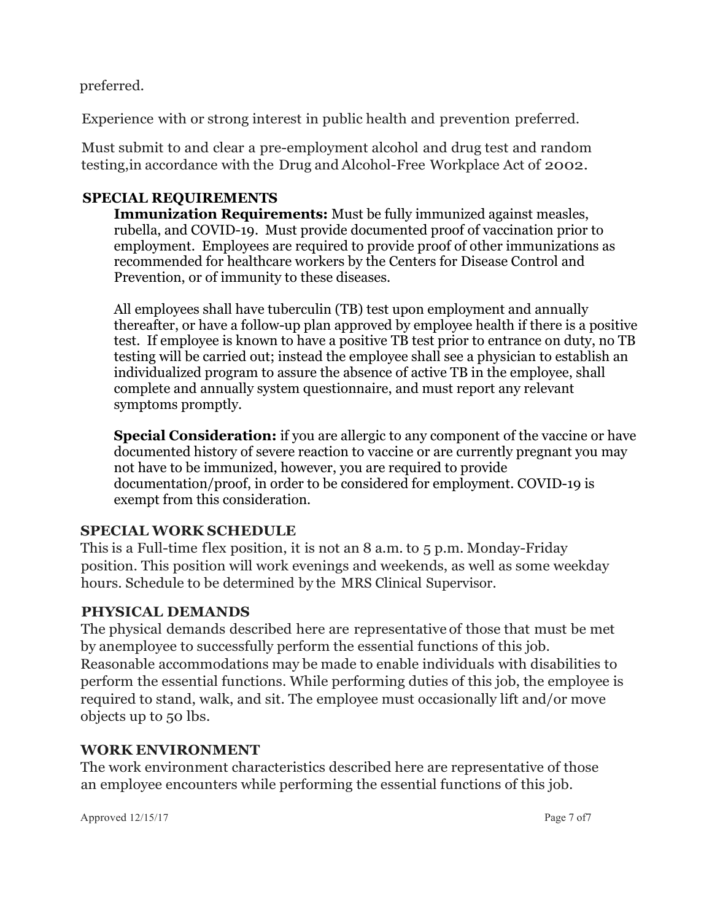preferred.

Experience with or strong interest in public health and prevention preferred.

Must submit to and clear a pre-employment alcohol and drug test and random testing,in accordance with the Drug and Alcohol-Free Workplace Act of 2002.

## SPECIAL REQUIREMENTS

**Immunization Requirements:** Must be fully immunized against measles, rubella, and COVID-19. Must provide documented proof of vaccination prior to employment. Employees are required to provide proof of other immunizations as recommended for healthcare workers by the Centers for Disease Control and Prevention, or of immunity to these diseases.

All employees shall have tuberculin (TB) test upon employment and annually thereafter, or have a follow-up plan approved by employee health if there is a positive test. If employee is known to have a positive TB test prior to entrance on duty, no TB testing will be carried out; instead the employee shall see a physician to establish an individualized program to assure the absence of active TB in the employee, shall complete and annually system questionnaire, and must report any relevant symptoms promptly.

**Special Consideration:** if you are allergic to any component of the vaccine or have documented history of severe reaction to vaccine or are currently pregnant you may not have to be immunized, however, you are required to provide documentation/proof, in order to be considered for employment. COVID-19 is exempt from this consideration.

## SPECIAL WORK SCHEDULE

This is a Full-time flex position, it is not an 8 a.m. to 5 p.m. Monday-Friday position. This position will work evenings and weekends, as well as some weekday hours. Schedule to be determined by the MRS Clinical Supervisor.

## PHYSICAL DEMANDS

The physical demands described here are representative of those that must be met by anemployee to successfully perform the essential functions of this job. Reasonable accommodations may be made to enable individuals with disabilities to perform the essential functions. While performing duties of this job, the employee is required to stand, walk, and sit. The employee must occasionally lift and/or move objects up to 50 lbs.

## WORK ENVIRONMENT

The work environment characteristics described here are representative of those an employee encounters while performing the essential functions of this job.

Approved 12/15/17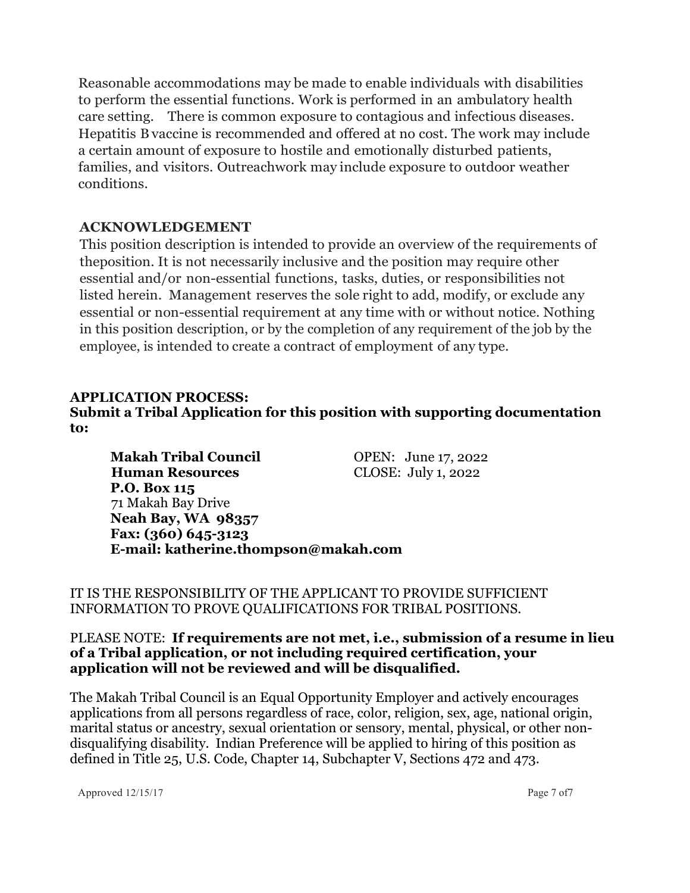Reasonable accommodations may be made to enable individuals with disabilities to perform the essential functions. Work is performed in an ambulatory health care setting. There is common exposure to contagious and infectious diseases. Hepatitis B vaccine is recommended and offered at no cost. The work may include a certain amount of exposure to hostile and emotionally disturbed patients, families, and visitors. Outreachwork may include exposure to outdoor weather conditions.

**ACKNOWLEDGEMENT**

This position description is intended to provide an overview of the requirements of theposition. It is not necessarily inclusive and the position may require other essential and/or non-essential functions, tasks, duties, or responsibilities not listed herein. Management reserves the sole right to add, modify, or exclude any essential or non-essential requirement at any time with or without notice. Nothing in this position description, or by the completion of any requirement of the job by the employee, is intended to create a contract of employment of any type.

**APPLICATION PROCESS:**
**Submit a Tribal Application for this position with supporting documentation to:**

**Makah Tribal Council** OPEN: June 17, 2022
**Human Resources** CLOSE: July 1, 2022
**P.O. Box 115**
71 Makah Bay Drive
**Neah Bay, WA 98357**
**Fax: (360) 645-3123**
**E-mail: katherine.thompson@makah.com**

IT IS THE RESPONSIBILITY OF THE APPLICANT TO PROVIDE SUFFICIENT INFORMATION TO PROVE QUALIFICATIONS FOR TRIBAL POSITIONS.

PLEASE NOTE: **If requirements are not met, i.e., submission of a resume in lieu of a Tribal application, or not including required certification, your application will not be reviewed and will be disqualified.**

The Makah Tribal Council is an Equal Opportunity Employer and actively encourages applications from all persons regardless of race, color, religion, sex, age, national origin, marital status or ancestry, sexual orientation or sensory, mental, physical, or other non-disqualifying disability. Indian Preference will be applied to hiring of this position as defined in Title 25, U.S. Code, Chapter 14, Subchapter V, Sections 472 and 473.

Approved 12/15/17